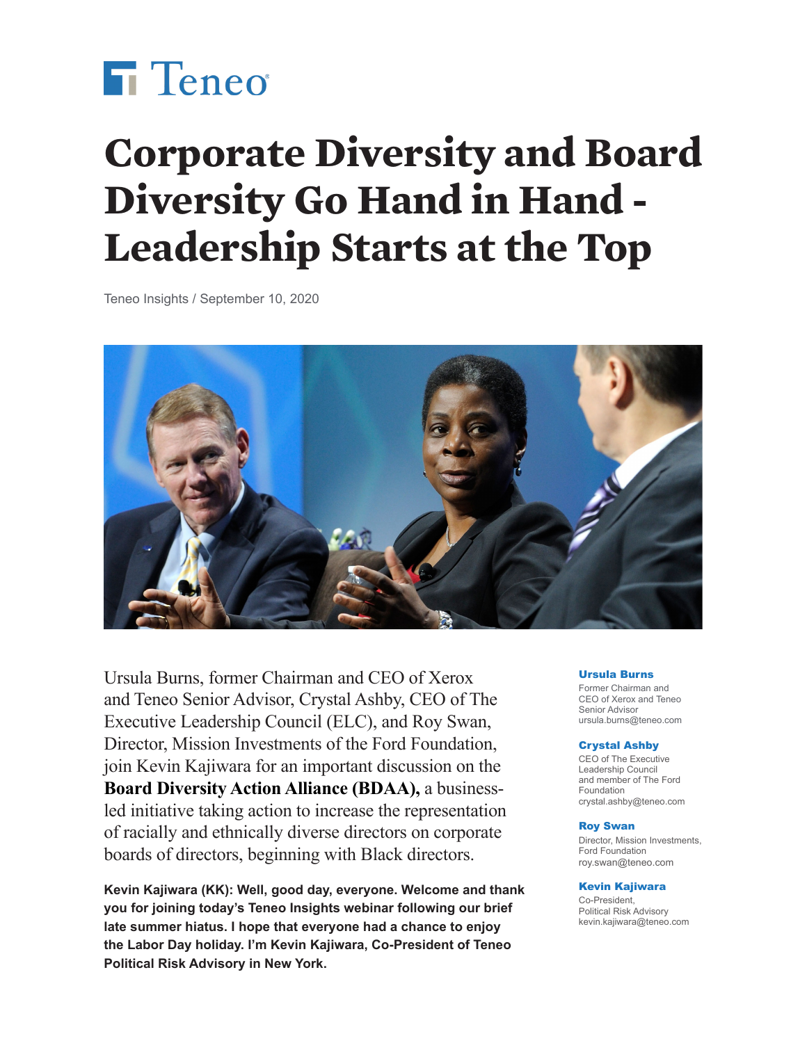Teneo

# Corporate Diversity and Board Diversity Go Hand in Hand - Leadership Starts at the Top

Teneo Insights / September 10, 2020

Ursula Burns, former Chairman and CEO of Xerox and Teneo Senior Advisor, Crystal Ashby, CEO of The Executive Leadership Council (ELC), and Roy Swan, Director, Mission Investments of the Ford Foundation, join Kevin Kajiwara for an important discussion on the **Board Diversity Action Alliance (BDAA),** a business-led initiative taking action to increase the representation of racially and ethnically diverse directors on corporate boards of directors, beginning with Black directors.

**Ursula Burns**
Former Chairman and CEO of Xerox and Teneo Senior Advisor
ursula.burns@teneo.com

**Crystal Ashby**
CEO of The Executive Leadership Council and member of The Ford Foundation
crystal.ashby@teneo.com

**Roy Swan**
Director, Mission Investments, Ford Foundation
roy.swan@teneo.com

**Kevin Kajiwara**
Co-President, Political Risk Advisory
kevin.kajiwara@teneo.com

**Kevin Kajiwara (KK): Well, good day, everyone. Welcome and thank you for joining today's Teneo Insights webinar following our brief late summer hiatus. I hope that everyone had a chance to enjoy the Labor Day holiday. I'm Kevin Kajiwara, Co-President of Teneo Political Risk Advisory in New York.**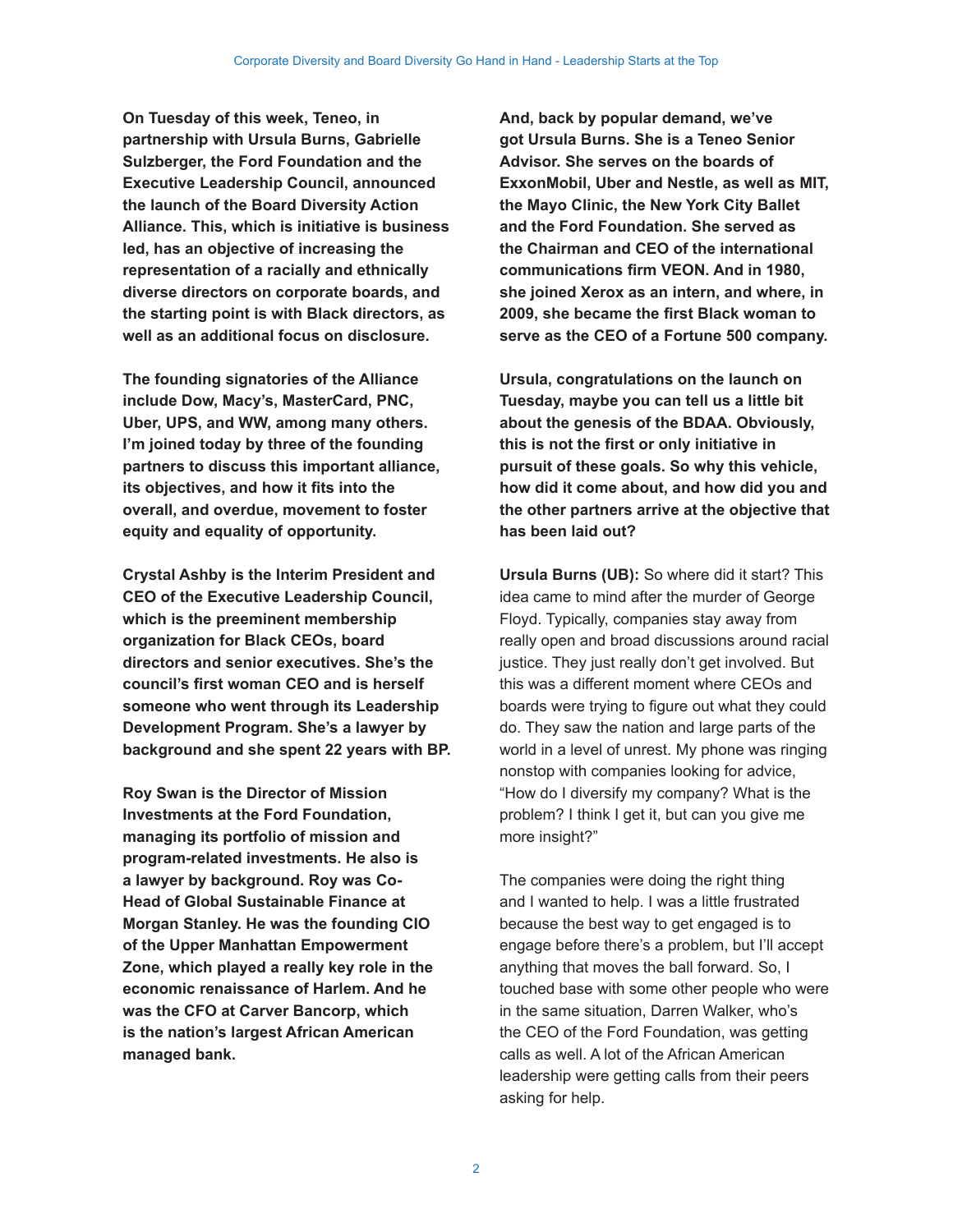**On Tuesday of this week, Teneo, in partnership with Ursula Burns, Gabrielle Sulzberger, the Ford Foundation and the Executive Leadership Council, announced the launch of the Board Diversity Action Alliance. This, which is initiative is business led, has an objective of increasing the representation of a racially and ethnically diverse directors on corporate boards, and the starting point is with Black directors, as well as an additional focus on disclosure.**

**The founding signatories of the Alliance include Dow, Macy's, MasterCard, PNC, Uber, UPS, and WW, among many others. I'm joined today by three of the founding partners to discuss this important alliance, its objectives, and how it fits into the overall, and overdue, movement to foster equity and equality of opportunity.**

**Crystal Ashby is the Interim President and CEO of the Executive Leadership Council, which is the preeminent membership organization for Black CEOs, board directors and senior executives. She's the council's first woman CEO and is herself someone who went through its Leadership Development Program. She's a lawyer by background and she spent 22 years with BP.**

**Roy Swan is the Director of Mission Investments at the Ford Foundation, managing its portfolio of mission and program-related investments. He also is a lawyer by background. Roy was Co-Head of Global Sustainable Finance at Morgan Stanley. He was the founding CIO of the Upper Manhattan Empowerment Zone, which played a really key role in the economic renaissance of Harlem. And he was the CFO at Carver Bancorp, which is the nation's largest African American managed bank.**

**And, back by popular demand, we've got Ursula Burns. She is a Teneo Senior Advisor. She serves on the boards of ExxonMobil, Uber and Nestle, as well as MIT, the Mayo Clinic, the New York City Ballet and the Ford Foundation. She served as the Chairman and CEO of the international communications firm VEON. And in 1980, she joined Xerox as an intern, and where, in 2009, she became the first Black woman to serve as the CEO of a Fortune 500 company.**

**Ursula, congratulations on the launch on Tuesday, maybe you can tell us a little bit about the genesis of the BDAA. Obviously, this is not the first or only initiative in pursuit of these goals. So why this vehicle, how did it come about, and how did you and the other partners arrive at the objective that has been laid out?**

**Ursula Burns (UB):** So where did it start? This idea came to mind after the murder of George Floyd. Typically, companies stay away from really open and broad discussions around racial justice. They just really don't get involved. But this was a different moment where CEOs and boards were trying to figure out what they could do. They saw the nation and large parts of the world in a level of unrest. My phone was ringing nonstop with companies looking for advice, "How do I diversify my company? What is the problem? I think I get it, but can you give me more insight?"

The companies were doing the right thing and I wanted to help. I was a little frustrated because the best way to get engaged is to engage before there's a problem, but I'll accept anything that moves the ball forward. So, I touched base with some other people who were in the same situation, Darren Walker, who's the CEO of the Ford Foundation, was getting calls as well. A lot of the African American leadership were getting calls from their peers asking for help.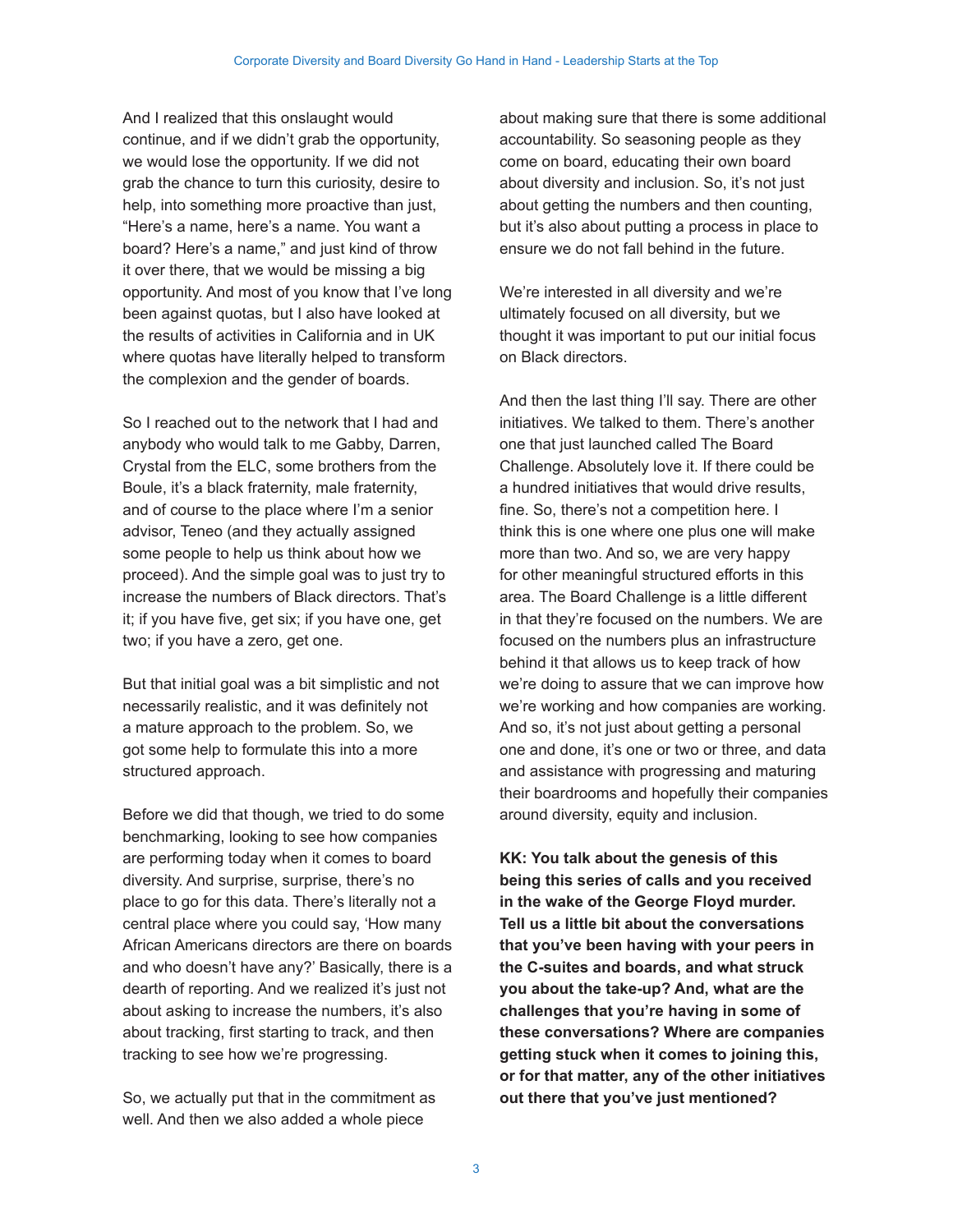And I realized that this onslaught would continue, and if we didn't grab the opportunity, we would lose the opportunity. If we did not grab the chance to turn this curiosity, desire to help, into something more proactive than just, "Here's a name, here's a name. You want a board? Here's a name," and just kind of throw it over there, that we would be missing a big opportunity. And most of you know that I've long been against quotas, but I also have looked at the results of activities in California and in UK where quotas have literally helped to transform the complexion and the gender of boards.

So I reached out to the network that I had and anybody who would talk to me Gabby, Darren, Crystal from the ELC, some brothers from the Boule, it's a black fraternity, male fraternity, and of course to the place where I'm a senior advisor, Teneo (and they actually assigned some people to help us think about how we proceed). And the simple goal was to just try to increase the numbers of Black directors. That's it; if you have five, get six; if you have one, get two; if you have a zero, get one.

But that initial goal was a bit simplistic and not necessarily realistic, and it was definitely not a mature approach to the problem. So, we got some help to formulate this into a more structured approach.

Before we did that though, we tried to do some benchmarking, looking to see how companies are performing today when it comes to board diversity. And surprise, surprise, there's no place to go for this data. There's literally not a central place where you could say, 'How many African Americans directors are there on boards and who doesn't have any?' Basically, there is a dearth of reporting. And we realized it's just not about asking to increase the numbers, it's also about tracking, first starting to track, and then tracking to see how we're progressing.

So, we actually put that in the commitment as well. And then we also added a whole piece about making sure that there is some additional accountability. So seasoning people as they come on board, educating their own board about diversity and inclusion. So, it's not just about getting the numbers and then counting, but it's also about putting a process in place to ensure we do not fall behind in the future.

We're interested in all diversity and we're ultimately focused on all diversity, but we thought it was important to put our initial focus on Black directors.

And then the last thing I'll say. There are other initiatives. We talked to them. There's another one that just launched called The Board Challenge. Absolutely love it. If there could be a hundred initiatives that would drive results, fine. So, there's not a competition here. I think this is one where one plus one will make more than two. And so, we are very happy for other meaningful structured efforts in this area. The Board Challenge is a little different in that they're focused on the numbers. We are focused on the numbers plus an infrastructure behind it that allows us to keep track of how we're doing to assure that we can improve how we're working and how companies are working. And so, it's not just about getting a personal one and done, it's one or two or three, and data and assistance with progressing and maturing their boardrooms and hopefully their companies around diversity, equity and inclusion.

**KK: You talk about the genesis of this being this series of calls and you received in the wake of the George Floyd murder. Tell us a little bit about the conversations that you've been having with your peers in the C-suites and boards, and what struck you about the take-up? And, what are the challenges that you're having in some of these conversations? Where are companies getting stuck when it comes to joining this, or for that matter, any of the other initiatives out there that you've just mentioned?**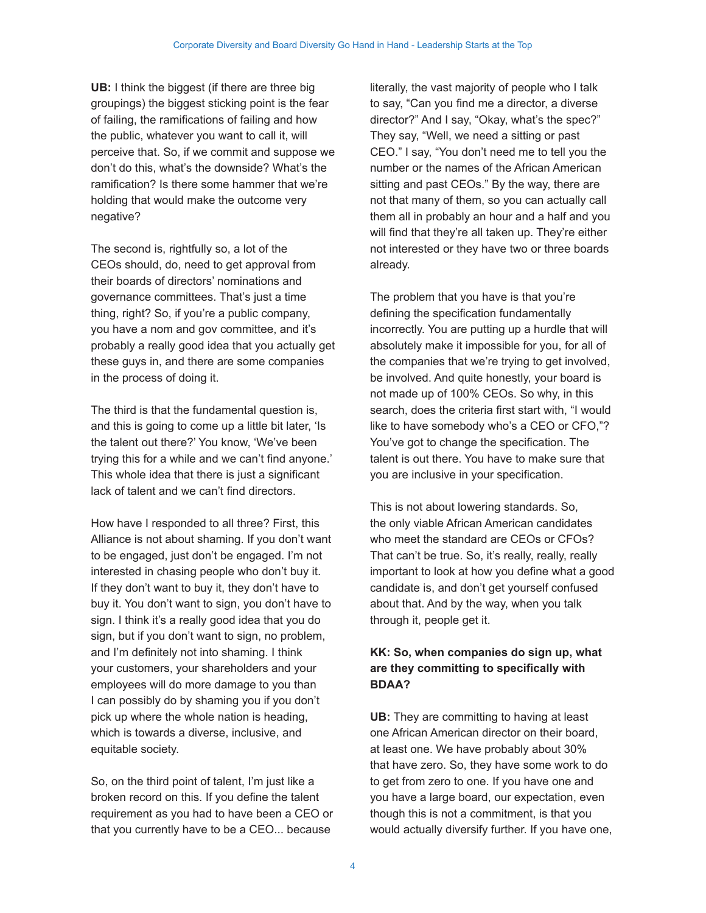**UB:** I think the biggest (if there are three big groupings) the biggest sticking point is the fear of failing, the ramifications of failing and how the public, whatever you want to call it, will perceive that. So, if we commit and suppose we don't do this, what's the downside? What's the ramification? Is there some hammer that we're holding that would make the outcome very negative?

The second is, rightfully so, a lot of the CEOs should, do, need to get approval from their boards of directors' nominations and governance committees. That's just a time thing, right? So, if you're a public company, you have a nom and gov committee, and it's probably a really good idea that you actually get these guys in, and there are some companies in the process of doing it.

The third is that the fundamental question is, and this is going to come up a little bit later, 'Is the talent out there?' You know, 'We've been trying this for a while and we can't find anyone.' This whole idea that there is just a significant lack of talent and we can't find directors.

How have I responded to all three? First, this Alliance is not about shaming. If you don't want to be engaged, just don't be engaged. I'm not interested in chasing people who don't buy it. If they don't want to buy it, they don't have to buy it. You don't want to sign, you don't have to sign. I think it's a really good idea that you do sign, but if you don't want to sign, no problem, and I'm definitely not into shaming. I think your customers, your shareholders and your employees will do more damage to you than I can possibly do by shaming you if you don't pick up where the whole nation is heading, which is towards a diverse, inclusive, and equitable society.

So, on the third point of talent, I'm just like a broken record on this. If you define the talent requirement as you had to have been a CEO or that you currently have to be a CEO... because literally, the vast majority of people who I talk to say, "Can you find me a director, a diverse director?" And I say, "Okay, what's the spec?" They say, "Well, we need a sitting or past CEO." I say, "You don't need me to tell you the number or the names of the African American sitting and past CEOs." By the way, there are not that many of them, so you can actually call them all in probably an hour and a half and you will find that they're all taken up. They're either not interested or they have two or three boards already.

The problem that you have is that you're defining the specification fundamentally incorrectly. You are putting up a hurdle that will absolutely make it impossible for you, for all of the companies that we're trying to get involved, be involved. And quite honestly, your board is not made up of 100% CEOs. So why, in this search, does the criteria first start with, "I would like to have somebody who's a CEO or CFO,"? You've got to change the specification. The talent is out there. You have to make sure that you are inclusive in your specification.

This is not about lowering standards. So, the only viable African American candidates who meet the standard are CEOs or CFOs? That can't be true. So, it's really, really, really important to look at how you define what a good candidate is, and don't get yourself confused about that. And by the way, when you talk through it, people get it.

**KK: So, when companies do sign up, what are they committing to specifically with BDAA?**

**UB:** They are committing to having at least one African American director on their board, at least one. We have probably about 30% that have zero. So, they have some work to do to get from zero to one. If you have one and you have a large board, our expectation, even though this is not a commitment, is that you would actually diversify further. If you have one,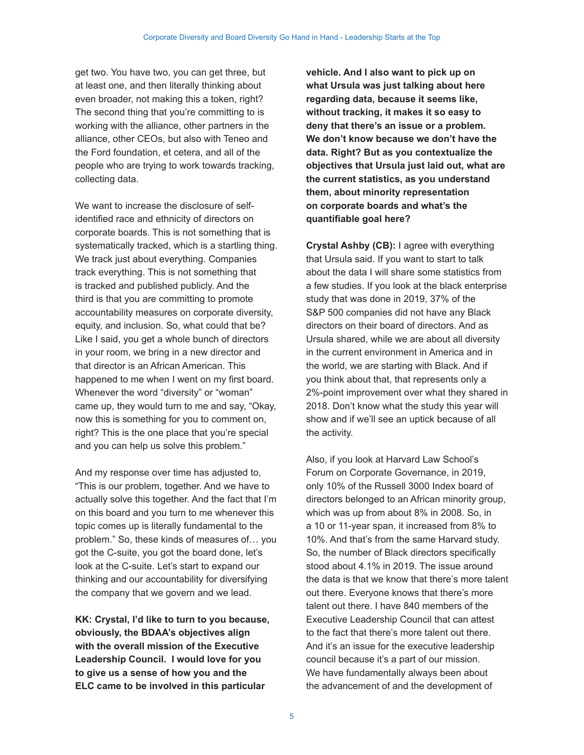get two. You have two, you can get three, but at least one, and then literally thinking about even broader, not making this a token, right? The second thing that you're committing to is working with the alliance, other partners in the alliance, other CEOs, but also with Teneo and the Ford foundation, et cetera, and all of the people who are trying to work towards tracking, collecting data.

We want to increase the disclosure of self-identified race and ethnicity of directors on corporate boards. This is not something that is systematically tracked, which is a startling thing. We track just about everything. Companies track everything. This is not something that is tracked and published publicly. And the third is that you are committing to promote accountability measures on corporate diversity, equity, and inclusion. So, what could that be? Like I said, you get a whole bunch of directors in your room, we bring in a new director and that director is an African American. This happened to me when I went on my first board. Whenever the word "diversity" or "woman" came up, they would turn to me and say, "Okay, now this is something for you to comment on, right? This is the one place that you're special and you can help us solve this problem."

And my response over time has adjusted to, "This is our problem, together. And we have to actually solve this together. And the fact that I'm on this board and you turn to me whenever this topic comes up is literally fundamental to the problem." So, these kinds of measures of… you got the C-suite, you got the board done, let's look at the C-suite. Let's start to expand our thinking and our accountability for diversifying the company that we govern and we lead.

**KK: Crystal, I'd like to turn to you because, obviously, the BDAA's objectives align with the overall mission of the Executive Leadership Council. I would love for you to give us a sense of how you and the ELC came to be involved in this particular vehicle. And I also want to pick up on what Ursula was just talking about here regarding data, because it seems like, without tracking, it makes it so easy to deny that there's an issue or a problem. We don't know because we don't have the data. Right? But as you contextualize the objectives that Ursula just laid out, what are the current statistics, as you understand them, about minority representation on corporate boards and what's the quantifiable goal here?**

**Crystal Ashby (CB):** I agree with everything that Ursula said. If you want to start to talk about the data I will share some statistics from a few studies. If you look at the black enterprise study that was done in 2019, 37% of the S&P 500 companies did not have any Black directors on their board of directors. And as Ursula shared, while we are about all diversity in the current environment in America and in the world, we are starting with Black. And if you think about that, that represents only a 2%-point improvement over what they shared in 2018. Don't know what the study this year will show and if we'll see an uptick because of all the activity.

Also, if you look at Harvard Law School's Forum on Corporate Governance, in 2019, only 10% of the Russell 3000 Index board of directors belonged to an African minority group, which was up from about 8% in 2008. So, in a 10 or 11-year span, it increased from 8% to 10%. And that's from the same Harvard study. So, the number of Black directors specifically stood about 4.1% in 2019. The issue around the data is that we know that there's more talent out there. Everyone knows that there's more talent out there. I have 840 members of the Executive Leadership Council that can attest to the fact that there's more talent out there. And it's an issue for the executive leadership council because it's a part of our mission. We have fundamentally always been about the advancement of and the development of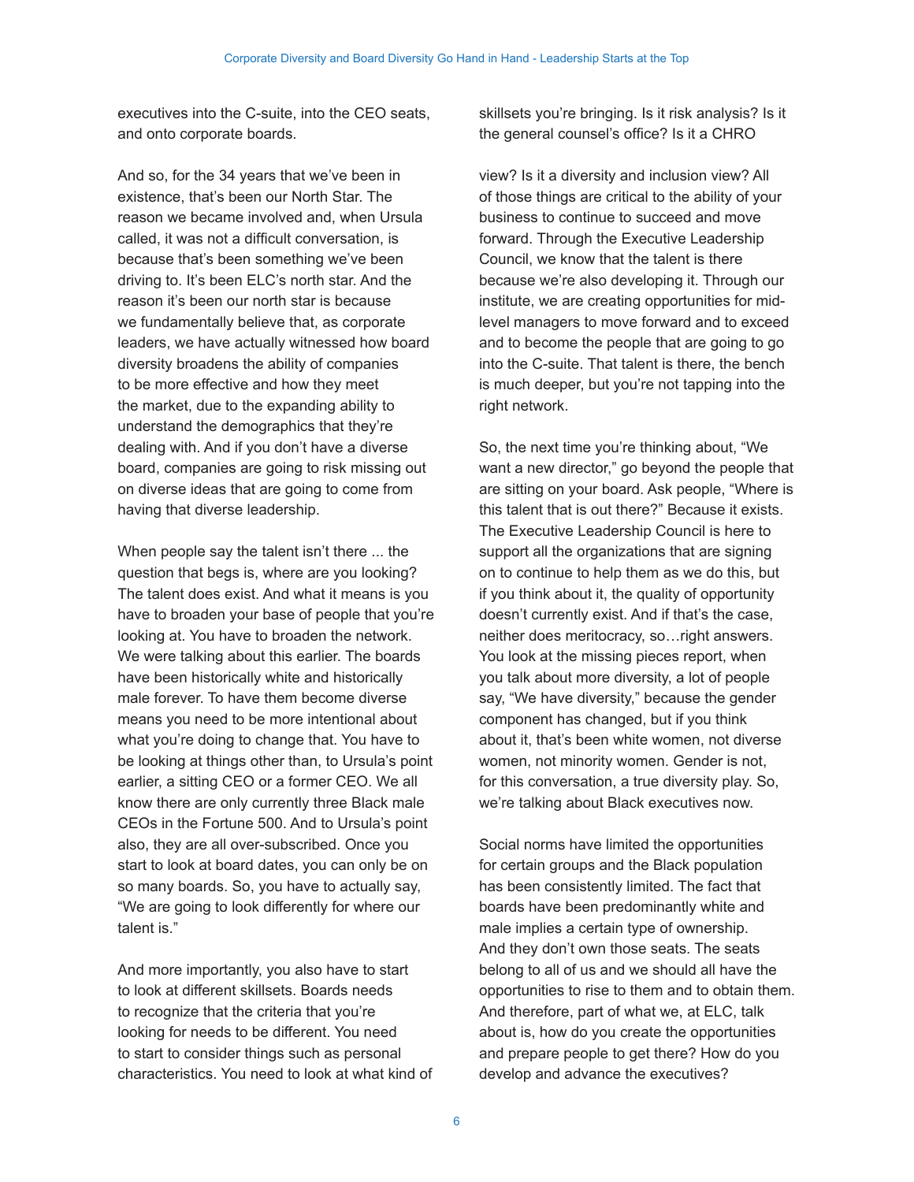executives into the C-suite, into the CEO seats, and onto corporate boards.

And so, for the 34 years that we've been in existence, that's been our North Star. The reason we became involved and, when Ursula called, it was not a difficult conversation, is because that's been something we've been driving to. It's been ELC's north star. And the reason it's been our north star is because we fundamentally believe that, as corporate leaders, we have actually witnessed how board diversity broadens the ability of companies to be more effective and how they meet the market, due to the expanding ability to understand the demographics that they're dealing with. And if you don't have a diverse board, companies are going to risk missing out on diverse ideas that are going to come from having that diverse leadership.

When people say the talent isn't there ... the question that begs is, where are you looking? The talent does exist. And what it means is you have to broaden your base of people that you're looking at. You have to broaden the network. We were talking about this earlier. The boards have been historically white and historically male forever. To have them become diverse means you need to be more intentional about what you're doing to change that. You have to be looking at things other than, to Ursula's point earlier, a sitting CEO or a former CEO. We all know there are only currently three Black male CEOs in the Fortune 500. And to Ursula's point also, they are all over-subscribed. Once you start to look at board dates, you can only be on so many boards. So, you have to actually say, "We are going to look differently for where our talent is."

And more importantly, you also have to start to look at different skillsets. Boards needs to recognize that the criteria that you're looking for needs to be different. You need to start to consider things such as personal characteristics. You need to look at what kind of skillsets you're bringing. Is it risk analysis? Is it the general counsel's office? Is it a CHRO view? Is it a diversity and inclusion view? All of those things are critical to the ability of your business to continue to succeed and move forward. Through the Executive Leadership Council, we know that the talent is there because we're also developing it. Through our institute, we are creating opportunities for mid-level managers to move forward and to exceed and to become the people that are going to go into the C-suite. That talent is there, the bench is much deeper, but you're not tapping into the right network.

So, the next time you're thinking about, "We want a new director," go beyond the people that are sitting on your board. Ask people, "Where is this talent that is out there?" Because it exists. The Executive Leadership Council is here to support all the organizations that are signing on to continue to help them as we do this, but if you think about it, the quality of opportunity doesn't currently exist. And if that's the case, neither does meritocracy, so…right answers. You look at the missing pieces report, when you talk about more diversity, a lot of people say, "We have diversity," because the gender component has changed, but if you think about it, that's been white women, not diverse women, not minority women. Gender is not, for this conversation, a true diversity play. So, we're talking about Black executives now.

Social norms have limited the opportunities for certain groups and the Black population has been consistently limited. The fact that boards have been predominantly white and male implies a certain type of ownership. And they don't own those seats. The seats belong to all of us and we should all have the opportunities to rise to them and to obtain them. And therefore, part of what we, at ELC, talk about is, how do you create the opportunities and prepare people to get there? How do you develop and advance the executives?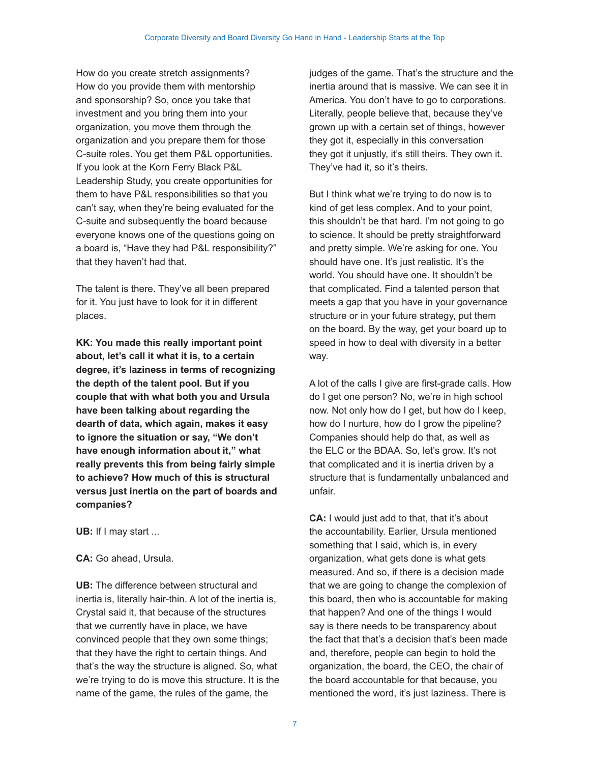How do you create stretch assignments? How do you provide them with mentorship and sponsorship? So, once you take that investment and you bring them into your organization, you move them through the organization and you prepare them for those C-suite roles. You get them P&L opportunities. If you look at the Korn Ferry Black P&L Leadership Study, you create opportunities for them to have P&L responsibilities so that you can't say, when they're being evaluated for the C-suite and subsequently the board because everyone knows one of the questions going on a board is, "Have they had P&L responsibility?" that they haven't had that.

The talent is there. They've all been prepared for it. You just have to look for it in different places.

**KK: You made this really important point about, let's call it what it is, to a certain degree, it's laziness in terms of recognizing the depth of the talent pool. But if you couple that with what both you and Ursula have been talking about regarding the dearth of data, which again, makes it easy to ignore the situation or say, "We don't have enough information about it," what really prevents this from being fairly simple to achieve? How much of this is structural versus just inertia on the part of boards and companies?**

**UB:** If I may start ...

**CA:** Go ahead, Ursula.

**UB:** The difference between structural and inertia is, literally hair-thin. A lot of the inertia is, Crystal said it, that because of the structures that we currently have in place, we have convinced people that they own some things; that they have the right to certain things. And that's the way the structure is aligned. So, what we're trying to do is move this structure. It is the name of the game, the rules of the game, the judges of the game. That's the structure and the inertia around that is massive. We can see it in America. You don't have to go to corporations. Literally, people believe that, because they've grown up with a certain set of things, however they got it, especially in this conversation they got it unjustly, it's still theirs. They own it. They've had it, so it's theirs.

But I think what we're trying to do now is to kind of get less complex. And to your point, this shouldn't be that hard. I'm not going to go to science. It should be pretty straightforward and pretty simple. We're asking for one. You should have one. It's just realistic. It's the world. You should have one. It shouldn't be that complicated. Find a talented person that meets a gap that you have in your governance structure or in your future strategy, put them on the board. By the way, get your board up to speed in how to deal with diversity in a better way.

A lot of the calls I give are first-grade calls. How do I get one person? No, we're in high school now. Not only how do I get, but how do I keep, how do I nurture, how do I grow the pipeline? Companies should help do that, as well as the ELC or the BDAA. So, let's grow. It's not that complicated and it is inertia driven by a structure that is fundamentally unbalanced and unfair.

**CA:** I would just add to that, that it's about the accountability. Earlier, Ursula mentioned something that I said, which is, in every organization, what gets done is what gets measured. And so, if there is a decision made that we are going to change the complexion of this board, then who is accountable for making that happen? And one of the things I would say is there needs to be transparency about the fact that that's a decision that's been made and, therefore, people can begin to hold the organization, the board, the CEO, the chair of the board accountable for that because, you mentioned the word, it's just laziness. There is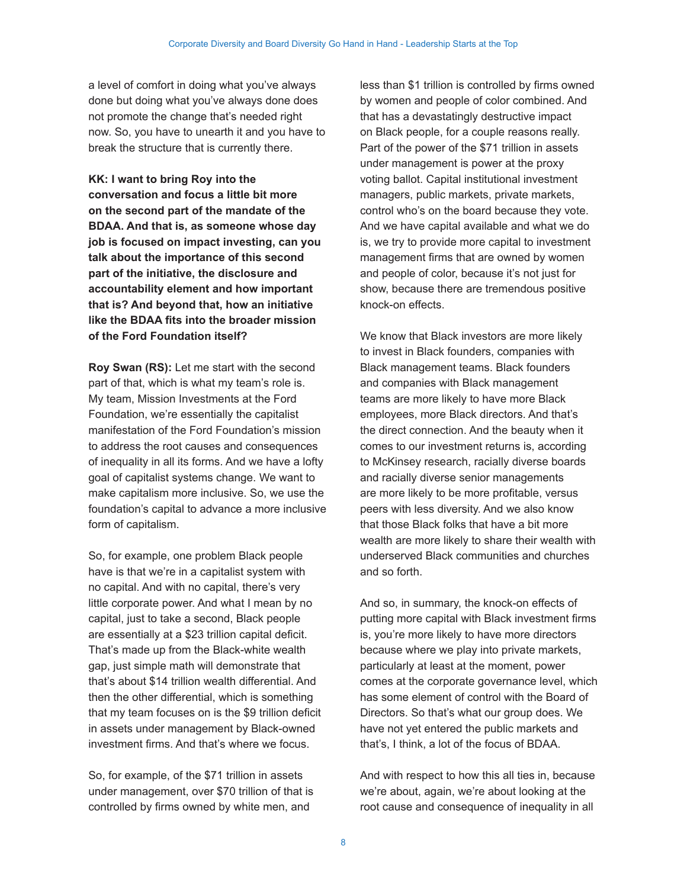a level of comfort in doing what you've always done but doing what you've always done does not promote the change that's needed right now. So, you have to unearth it and you have to break the structure that is currently there.

**KK: I want to bring Roy into the conversation and focus a little bit more on the second part of the mandate of the BDAA. And that is, as someone whose day job is focused on impact investing, can you talk about the importance of this second part of the initiative, the disclosure and accountability element and how important that is? And beyond that, how an initiative like the BDAA fits into the broader mission of the Ford Foundation itself?**

**Roy Swan (RS):** Let me start with the second part of that, which is what my team's role is. My team, Mission Investments at the Ford Foundation, we're essentially the capitalist manifestation of the Ford Foundation's mission to address the root causes and consequences of inequality in all its forms. And we have a lofty goal of capitalist systems change. We want to make capitalism more inclusive. So, we use the foundation's capital to advance a more inclusive form of capitalism.

So, for example, one problem Black people have is that we're in a capitalist system with no capital. And with no capital, there's very little corporate power. And what I mean by no capital, just to take a second, Black people are essentially at a $23 trillion capital deficit. That's made up from the Black-white wealth gap, just simple math will demonstrate that that's about $14 trillion wealth differential. And then the other differential, which is something that my team focuses on is the $9 trillion deficit in assets under management by Black-owned investment firms. And that's where we focus.

So, for example, of the $71 trillion in assets under management, over $70 trillion of that is controlled by firms owned by white men, and less than $1 trillion is controlled by firms owned by women and people of color combined. And that has a devastatingly destructive impact on Black people, for a couple reasons really. Part of the power of the $71 trillion in assets under management is power at the proxy voting ballot. Capital institutional investment managers, public markets, private markets, control who's on the board because they vote. And we have capital available and what we do is, we try to provide more capital to investment management firms that are owned by women and people of color, because it's not just for show, because there are tremendous positive knock-on effects.

We know that Black investors are more likely to invest in Black founders, companies with Black management teams. Black founders and companies with Black management teams are more likely to have more Black employees, more Black directors. And that's the direct connection. And the beauty when it comes to our investment returns is, according to McKinsey research, racially diverse boards and racially diverse senior managements are more likely to be more profitable, versus peers with less diversity. And we also know that those Black folks that have a bit more wealth are more likely to share their wealth with underserved Black communities and churches and so forth.

And so, in summary, the knock-on effects of putting more capital with Black investment firms is, you're more likely to have more directors because where we play into private markets, particularly at least at the moment, power comes at the corporate governance level, which has some element of control with the Board of Directors. So that's what our group does. We have not yet entered the public markets and that's, I think, a lot of the focus of BDAA.

And with respect to how this all ties in, because we're about, again, we're about looking at the root cause and consequence of inequality in all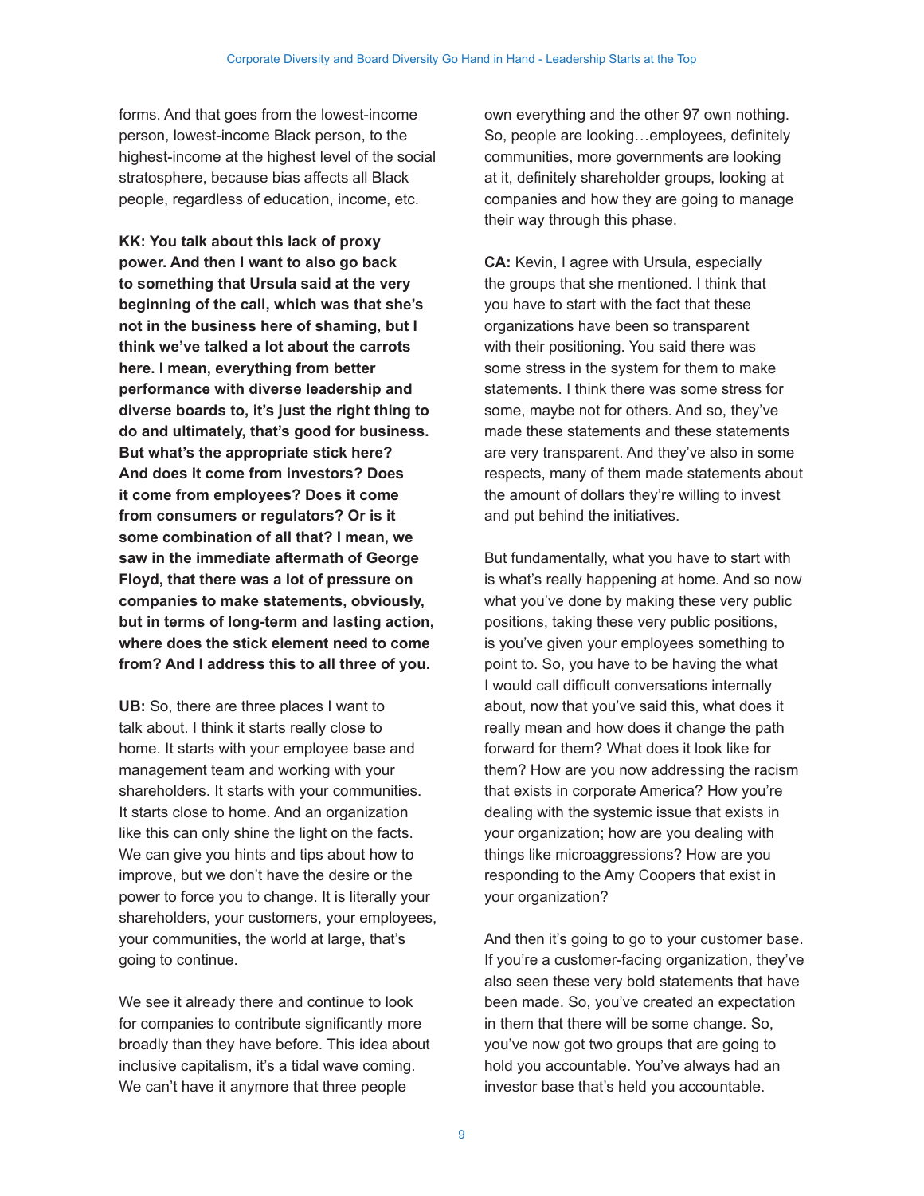forms. And that goes from the lowest-income person, lowest-income Black person, to the highest-income at the highest level of the social stratosphere, because bias affects all Black people, regardless of education, income, etc.

**KK: You talk about this lack of proxy power. And then I want to also go back to something that Ursula said at the very beginning of the call, which was that she's not in the business here of shaming, but I think we've talked a lot about the carrots here. I mean, everything from better performance with diverse leadership and diverse boards to, it's just the right thing to do and ultimately, that's good for business. But what's the appropriate stick here? And does it come from investors? Does it come from employees? Does it come from consumers or regulators? Or is it some combination of all that? I mean, we saw in the immediate aftermath of George Floyd, that there was a lot of pressure on companies to make statements, obviously, but in terms of long-term and lasting action, where does the stick element need to come from? And I address this to all three of you.**

**UB:** So, there are three places I want to talk about. I think it starts really close to home. It starts with your employee base and management team and working with your shareholders. It starts with your communities. It starts close to home. And an organization like this can only shine the light on the facts. We can give you hints and tips about how to improve, but we don't have the desire or the power to force you to change. It is literally your shareholders, your customers, your employees, your communities, the world at large, that's going to continue.

We see it already there and continue to look for companies to contribute significantly more broadly than they have before. This idea about inclusive capitalism, it's a tidal wave coming. We can't have it anymore that three people own everything and the other 97 own nothing. So, people are looking…employees, definitely communities, more governments are looking at it, definitely shareholder groups, looking at companies and how they are going to manage their way through this phase.

**CA:** Kevin, I agree with Ursula, especially the groups that she mentioned. I think that you have to start with the fact that these organizations have been so transparent with their positioning. You said there was some stress in the system for them to make statements. I think there was some stress for some, maybe not for others. And so, they've made these statements and these statements are very transparent. And they've also in some respects, many of them made statements about the amount of dollars they're willing to invest and put behind the initiatives.

But fundamentally, what you have to start with is what's really happening at home. And so now what you've done by making these very public positions, taking these very public positions, is you've given your employees something to point to. So, you have to be having the what I would call difficult conversations internally about, now that you've said this, what does it really mean and how does it change the path forward for them? What does it look like for them? How are you now addressing the racism that exists in corporate America? How you're dealing with the systemic issue that exists in your organization; how are you dealing with things like microaggressions? How are you responding to the Amy Coopers that exist in your organization?

And then it's going to go to your customer base. If you're a customer-facing organization, they've also seen these very bold statements that have been made. So, you've created an expectation in them that there will be some change. So, you've now got two groups that are going to hold you accountable. You've always had an investor base that's held you accountable.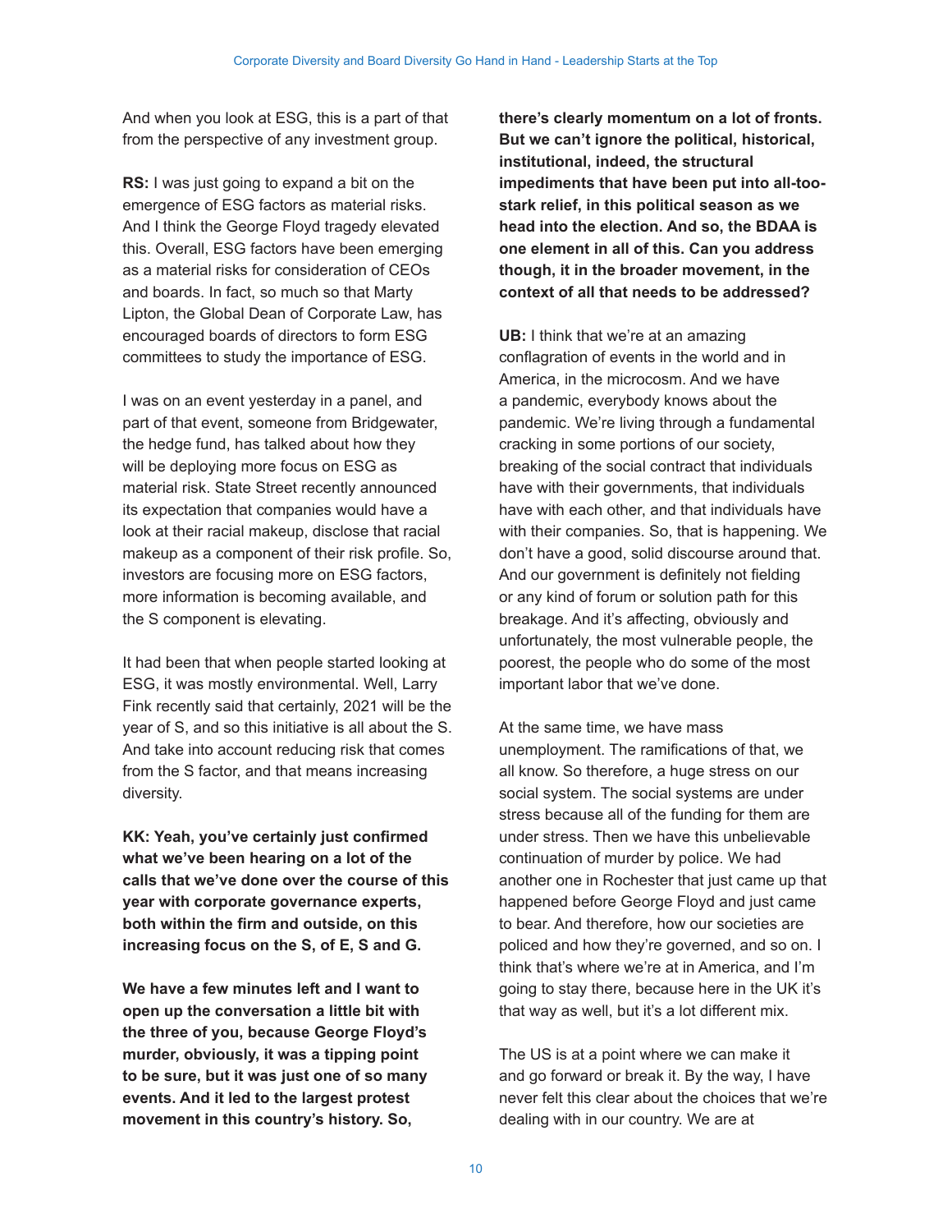And when you look at ESG, this is a part of that from the perspective of any investment group.

**RS:** I was just going to expand a bit on the emergence of ESG factors as material risks. And I think the George Floyd tragedy elevated this. Overall, ESG factors have been emerging as a material risks for consideration of CEOs and boards. In fact, so much so that Marty Lipton, the Global Dean of Corporate Law, has encouraged boards of directors to form ESG committees to study the importance of ESG.

I was on an event yesterday in a panel, and part of that event, someone from Bridgewater, the hedge fund, has talked about how they will be deploying more focus on ESG as material risk. State Street recently announced its expectation that companies would have a look at their racial makeup, disclose that racial makeup as a component of their risk profile. So, investors are focusing more on ESG factors, more information is becoming available, and the S component is elevating.

It had been that when people started looking at ESG, it was mostly environmental. Well, Larry Fink recently said that certainly, 2021 will be the year of S, and so this initiative is all about the S. And take into account reducing risk that comes from the S factor, and that means increasing diversity.

**KK: Yeah, you've certainly just confirmed what we've been hearing on a lot of the calls that we've done over the course of this year with corporate governance experts, both within the firm and outside, on this increasing focus on the S, of E, S and G.**

**We have a few minutes left and I want to open up the conversation a little bit with the three of you, because George Floyd's murder, obviously, it was a tipping point to be sure, but it was just one of so many events. And it led to the largest protest movement in this country's history. So, there's clearly momentum on a lot of fronts. But we can't ignore the political, historical, institutional, indeed, the structural impediments that have been put into all-too-stark relief, in this political season as we head into the election. And so, the BDAA is one element in all of this. Can you address though, it in the broader movement, in the context of all that needs to be addressed?**

**UB:** I think that we're at an amazing conflagration of events in the world and in America, in the microcosm. And we have a pandemic, everybody knows about the pandemic. We're living through a fundamental cracking in some portions of our society, breaking of the social contract that individuals have with their governments, that individuals have with each other, and that individuals have with their companies. So, that is happening. We don't have a good, solid discourse around that. And our government is definitely not fielding or any kind of forum or solution path for this breakage. And it's affecting, obviously and unfortunately, the most vulnerable people, the poorest, the people who do some of the most important labor that we've done.

At the same time, we have mass unemployment. The ramifications of that, we all know. So therefore, a huge stress on our social system. The social systems are under stress because all of the funding for them are under stress. Then we have this unbelievable continuation of murder by police. We had another one in Rochester that just came up that happened before George Floyd and just came to bear. And therefore, how our societies are policed and how they're governed, and so on. I think that's where we're at in America, and I'm going to stay there, because here in the UK it's that way as well, but it's a lot different mix.

The US is at a point where we can make it and go forward or break it. By the way, I have never felt this clear about the choices that we're dealing with in our country. We are at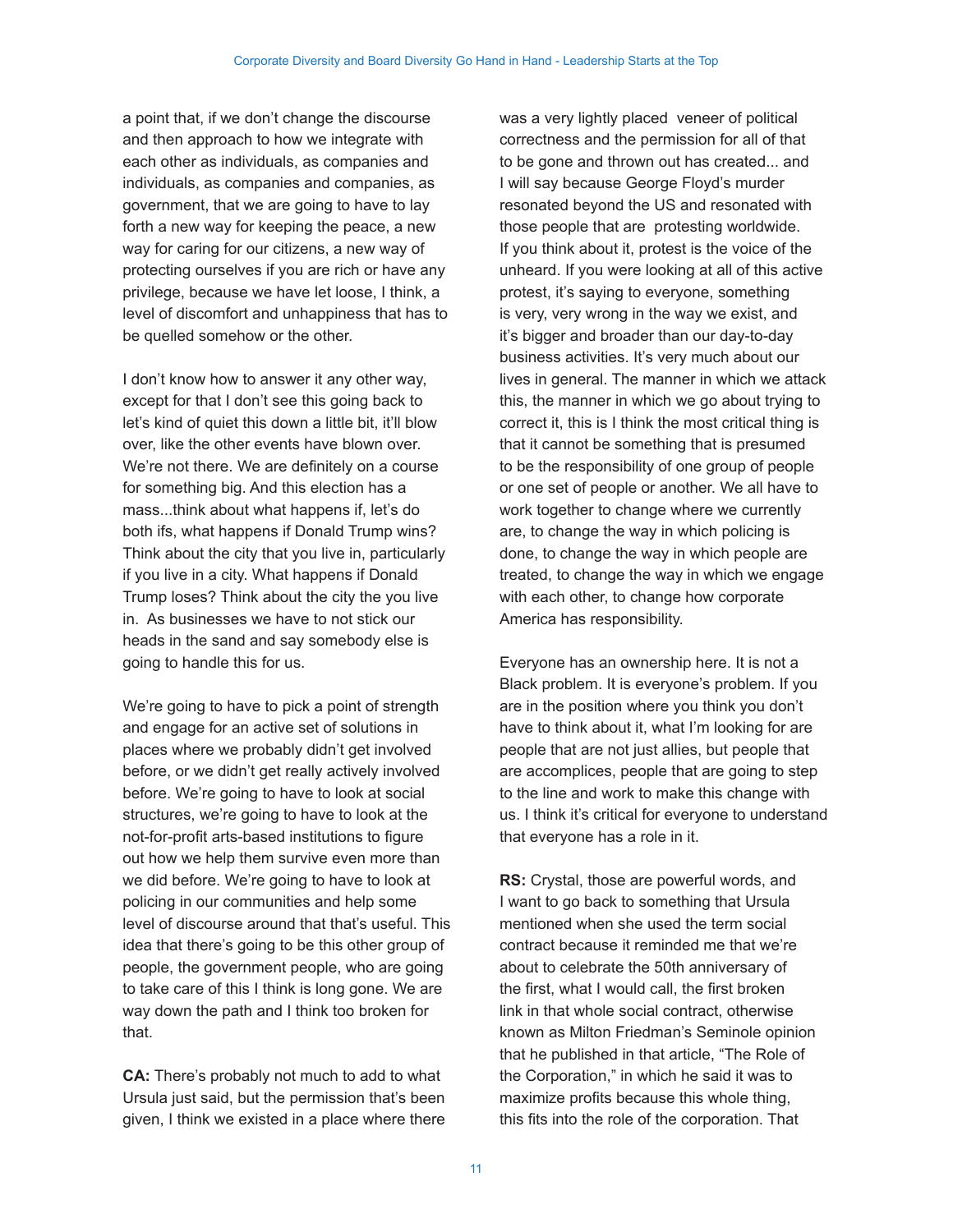a point that, if we don't change the discourse and then approach to how we integrate with each other as individuals, as companies and individuals, as companies and companies, as government, that we are going to have to lay forth a new way for keeping the peace, a new way for caring for our citizens, a new way of protecting ourselves if you are rich or have any privilege, because we have let loose, I think, a level of discomfort and unhappiness that has to be quelled somehow or the other.

I don't know how to answer it any other way, except for that I don't see this going back to let's kind of quiet this down a little bit, it'll blow over, like the other events have blown over. We're not there. We are definitely on a course for something big. And this election has a mass...think about what happens if, let's do both ifs, what happens if Donald Trump wins? Think about the city that you live in, particularly if you live in a city. What happens if Donald Trump loses? Think about the city the you live in. As businesses we have to not stick our heads in the sand and say somebody else is going to handle this for us.

We're going to have to pick a point of strength and engage for an active set of solutions in places where we probably didn't get involved before, or we didn't get really actively involved before. We're going to have to look at social structures, we're going to have to look at the not-for-profit arts-based institutions to figure out how we help them survive even more than we did before. We're going to have to look at policing in our communities and help some level of discourse around that that's useful. This idea that there's going to be this other group of people, the government people, who are going to take care of this I think is long gone. We are way down the path and I think too broken for that.

**CA:** There's probably not much to add to what Ursula just said, but the permission that's been given, I think we existed in a place where there was a very lightly placed veneer of political correctness and the permission for all of that to be gone and thrown out has created... and I will say because George Floyd's murder resonated beyond the US and resonated with those people that are protesting worldwide. If you think about it, protest is the voice of the unheard. If you were looking at all of this active protest, it's saying to everyone, something is very, very wrong in the way we exist, and it's bigger and broader than our day-to-day business activities. It's very much about our lives in general. The manner in which we attack this, the manner in which we go about trying to correct it, this is I think the most critical thing is that it cannot be something that is presumed to be the responsibility of one group of people or one set of people or another. We all have to work together to change where we currently are, to change the way in which policing is done, to change the way in which people are treated, to change the way in which we engage with each other, to change how corporate America has responsibility.

Everyone has an ownership here. It is not a Black problem. It is everyone's problem. If you are in the position where you think you don't have to think about it, what I'm looking for are people that are not just allies, but people that are accomplices, people that are going to step to the line and work to make this change with us. I think it's critical for everyone to understand that everyone has a role in it.

**RS:** Crystal, those are powerful words, and I want to go back to something that Ursula mentioned when she used the term social contract because it reminded me that we're about to celebrate the 50th anniversary of the first, what I would call, the first broken link in that whole social contract, otherwise known as Milton Friedman's Seminole opinion that he published in that article, "The Role of the Corporation," in which he said it was to maximize profits because this whole thing, this fits into the role of the corporation. That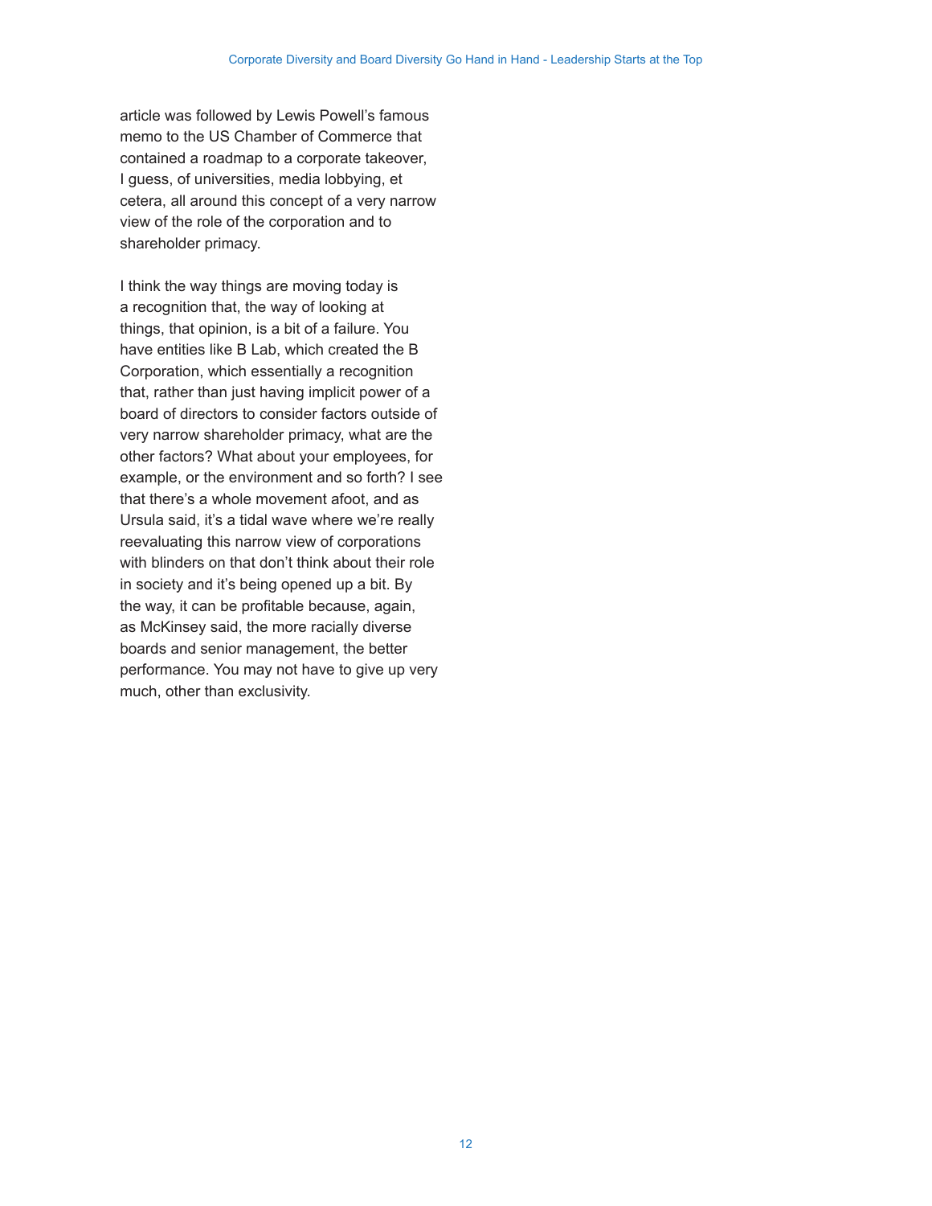article was followed by Lewis Powell's famous memo to the US Chamber of Commerce that contained a roadmap to a corporate takeover, I guess, of universities, media lobbying, et cetera, all around this concept of a very narrow view of the role of the corporation and to shareholder primacy.

I think the way things are moving today is a recognition that, the way of looking at things, that opinion, is a bit of a failure. You have entities like B Lab, which created the B Corporation, which essentially a recognition that, rather than just having implicit power of a board of directors to consider factors outside of very narrow shareholder primacy, what are the other factors? What about your employees, for example, or the environment and so forth? I see that there's a whole movement afoot, and as Ursula said, it's a tidal wave where we're really reevaluating this narrow view of corporations with blinders on that don't think about their role in society and it's being opened up a bit. By the way, it can be profitable because, again, as McKinsey said, the more racially diverse boards and senior management, the better performance. You may not have to give up very much, other than exclusivity.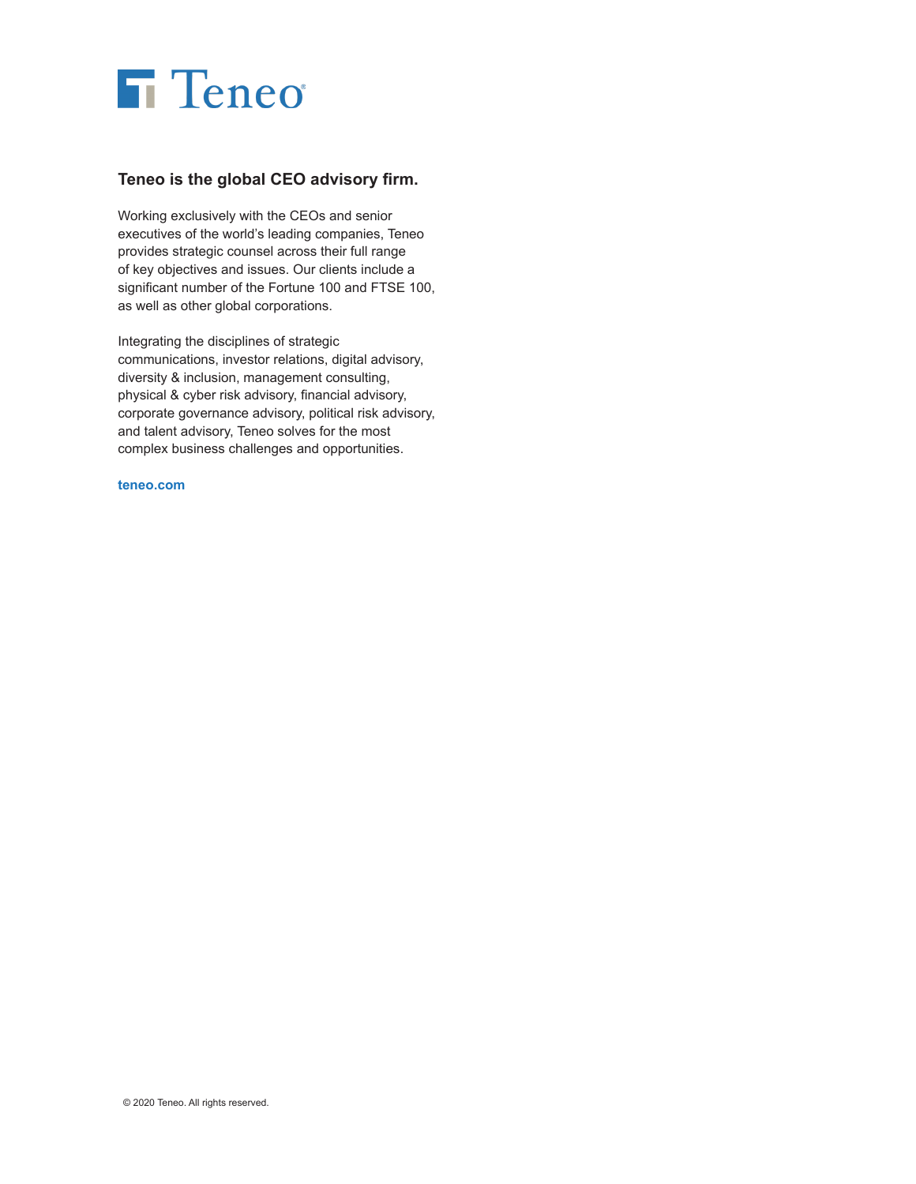# Teneo

**Teneo is the global CEO advisory firm.**

Working exclusively with the CEOs and senior executives of the world's leading companies, Teneo provides strategic counsel across their full range of key objectives and issues. Our clients include a significant number of the Fortune 100 and FTSE 100, as well as other global corporations.

Integrating the disciplines of strategic communications, investor relations, digital advisory, diversity & inclusion, management consulting, physical & cyber risk advisory, financial advisory, corporate governance advisory, political risk advisory, and talent advisory, Teneo solves for the most complex business challenges and opportunities.

**teneo.com**

© 2020 Teneo. All rights reserved.